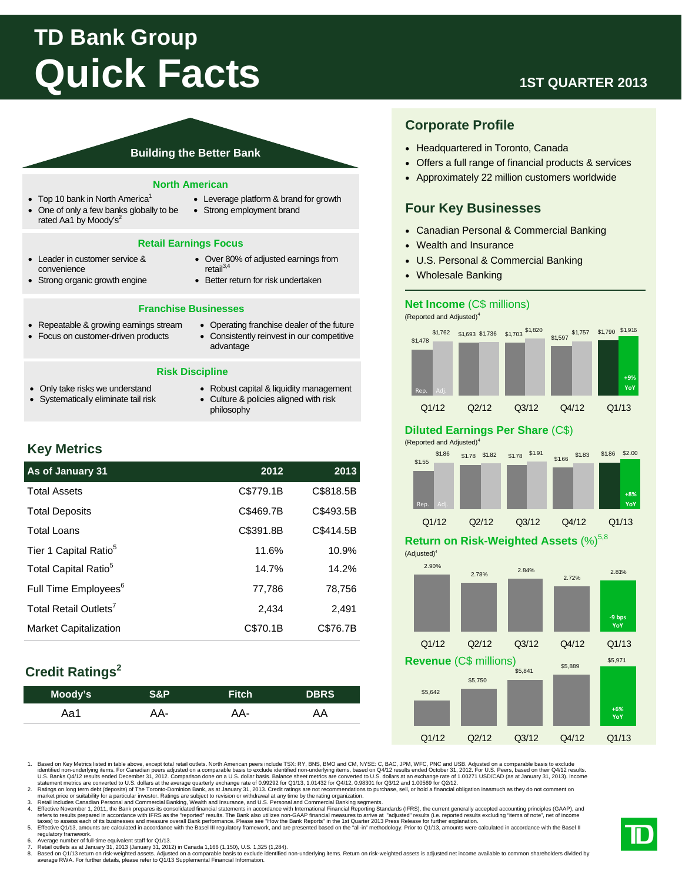# TD Bank Group

# Quick Facts

**1ST QUARTER 2013**

## Building the Better Bank

### North American

- Top 10 bank in North America[1]
- One of only a few banks globally to be rated Aa1 by Moody's[2]
- Leverage platform & brand for growth
- Strong employment brand

### Retail Earnings Focus

- Leader in customer service & convenience
- Strong organic growth engine
- Over 80% of adjusted earnings from retail[3,4]
- Better return for risk undertaken

### Franchise Businesses

- Repeatable & growing earnings stream
- Focus on customer-driven products
- Operating franchise dealer of the future
- Consistently reinvest in our competitive advantage

### Risk Discipline

- Only take risks we understand
- Systematically eliminate tail risk
- Robust capital & liquidity management
- Culture & policies aligned with risk philosophy

## Key Metrics

| As of January 31 | 2012 | 2013 |
|---|---|---|
| Total Assets | C$779.1B | C$818.5B |
| Total Deposits | C$469.7B | C$493.5B |
| Total Loans | C$391.8B | C$414.5B |
| Tier 1 Capital Ratio[5] | 11.6% | 10.9% |
| Total Capital Ratio[5] | 14.7% | 14.2% |
| Full Time Employees[6] | 77,786 | 78,756 |
| Total Retail Outlets[7] | 2,434 | 2,491 |
| Market Capitalization | C$70.1B | C$76.7B |

## Credit Ratings[2]

| Moody's | S&P | Fitch | DBRS |
|---|---|---|---|
| Aa1 | AA- | AA- | AA |

## Corporate Profile

- Headquartered in Toronto, Canada
- Offers a full range of financial products & services
- Approximately 22 million customers worldwide

## Four Key Businesses

- Canadian Personal & Commercial Banking
- Wealth and Insurance
- U.S. Personal & Commercial Banking
- Wholesale Banking

### Net Income (C$ millions)

(Reported and Adjusted)[4]

| | Q1/12 | Q2/12 | Q3/12 | Q4/12 | Q1/13 |
|---|---|---|---|---|---|
| Rep. | $1,478 | $1,693 | $1,703 | $1,597 | $1,790 |
| Adj. | $1,762 | $1,736 | $1,820 | $1,757 | $1,916 |

Q1/13: +9% YoY

### Diluted Earnings Per Share (C$)

(Reported and Adjusted)[4]

| | Q1/12 | Q2/12 | Q3/12 | Q4/12 | Q1/13 |
|---|---|---|---|---|---|
| Rep. | $1.55 | $1.78 | $1.78 | $1.66 | $1.86 |
| Adj. | $1.86 | $1.82 | $1.91 | $1.83 | $2.00 |

Q1/13: +8% YoY

### Return on Risk-Weighted Assets (%)[5,8]

(Adjusted)[4]

| Q1/12 | Q2/12 | Q3/12 | Q4/12 | Q1/13 |
|---|---|---|---|---|
| 2.90% | 2.78% | 2.84% | 2.72% | 2.81% |

Q1/13: -9 bps YoY

### Revenue (C$ millions)

| Q1/12 | Q2/12 | Q3/12 | Q4/12 | Q1/13 |
|---|---|---|---|---|
| $5,642 | $5,750 | $5,841 | $5,889 | $5,971 |

Q1/13: +6% YoY

1. Based on Key Metrics listed in table above, except total retail outlets. North American peers include TSX: RY, BNS, BMO and CM, NYSE: C, BAC, JPM, WFC, PNC and USB. Adjusted on a comparable basis to exclude identified non-underlying items. For Canadian peers adjusted on a comparable basis to exclude identified non-underlying items, based on Q4/12 results ended October 31, 2012. For U.S. Peers, based on their Q4/12 results. U.S. Banks Q4/12 results ended December 31, 2012. Comparison done on a U.S. dollar basis. Balance sheet metrics are converted to U.S. dollars at an exchange rate of 1.00271 USD/CAD (as at January 31, 2013). Income statement metrics are converted to U.S. dollars at the average quarterly exchange rate of 0.99292 for Q1/13, 1.01432 for Q4/12, 0.98301 for Q3/12 and 1.00569 for Q2/12.
2. Ratings on long term debt (deposits) of The Toronto-Dominion Bank, as at January 31, 2013. Credit ratings are not recommendations to purchase, sell, or hold a financial obligation inasmuch as they do not comment on market price or suitability for a particular investor. Ratings are subject to revision or withdrawal at any time by the rating organization.
3. Retail includes Canadian Personal and Commercial Banking, Wealth and Insurance, and U.S. Personal and Commercial Banking segments.
4. Effective November 1, 2011, the Bank prepares its consolidated financial statements in accordance with International Financial Reporting Standards (IFRS), the current generally accepted accounting principles (GAAP), and refers to results prepared in accordance with IFRS as the "reported" results. The Bank also utilizes non-GAAP financial measures to arrive at "adjusted" results (i.e. reported results excluding "items of note", net of income taxes) to assess each of its businesses and measure overall Bank performance. Please see "How the Bank Reports" in the 1st Quarter 2013 Press Release for further explanation.
5. Effective Q1/13, amounts are calculated in accordance with the Basel III regulatory framework, and are presented based on the "all-in" methodology. Prior to Q1/13, amounts were calculated in accordance with the Basel II regulatory framework.
6. Average number of full-time equivalent staff for Q1/13.
7. Retail outlets as at January 31, 2013 (January 31, 2012) in Canada 1,166 (1,150), U.S. 1,325 (1,284).
8. Based on Q1/13 return on risk-weighted assets. Adjusted on a comparable basis to exclude identified non-underlying items. Return on risk-weighted assets is adjusted net income available to common shareholders divided by average RWA. For further details, please refer to Q1/13 Supplemental Financial Information.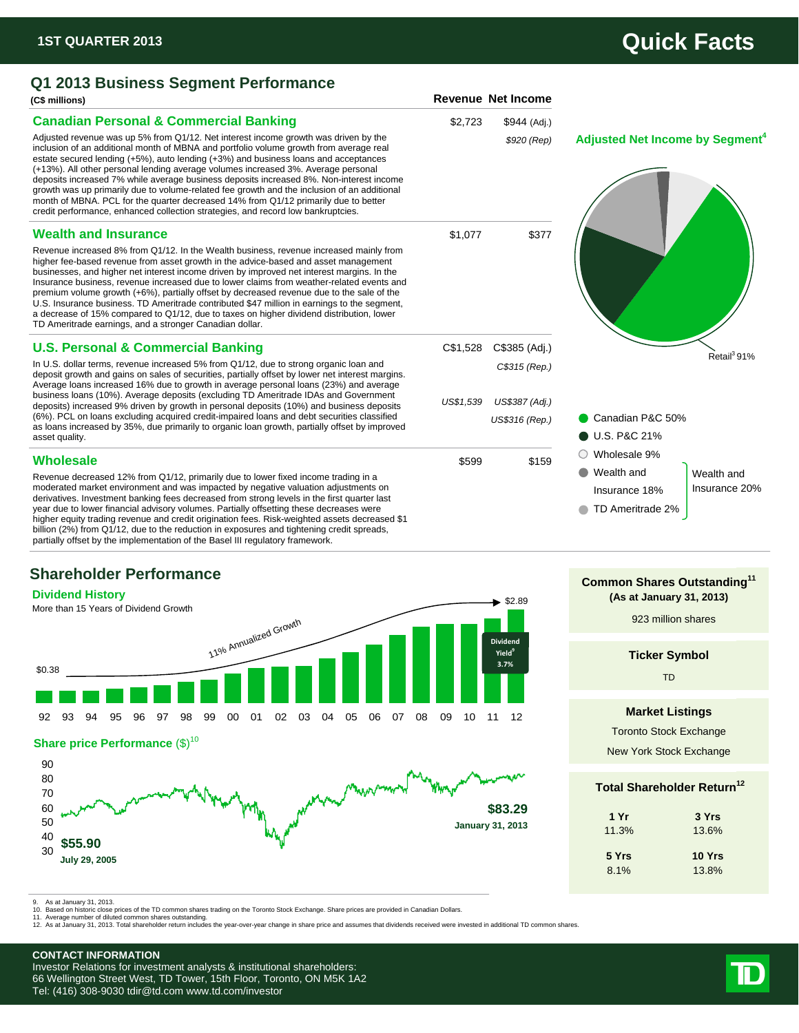1ST QUARTER 2013

# Quick Facts

## Q1 2013 Business Segment Performance

| (C$ millions) | Revenue | Net Income |
|---|---|---|
| **Canadian Personal & Commercial Banking** | $2,723 | $944 (Adj.) |
| | | *$920 (Rep)* |

Adjusted revenue was up 5% from Q1/12. Net interest income growth was driven by the inclusion of an additional month of MBNA and portfolio volume growth from average real estate secured lending (+5%), auto lending (+3%) and business loans and acceptances (+13%). All other personal lending average volumes increased 3%. Average personal deposits increased 7% while average business deposits increased 8%. Non-interest income growth was up primarily due to volume-related fee growth and the inclusion of an additional month of MBNA. PCL for the quarter decreased 14% from Q1/12 primarily due to better credit performance, enhanced collection strategies, and record low bankruptcies.

| | Revenue | Net Income |
|---|---|---|
| **Wealth and Insurance** | $1,077 | $377 |

Revenue increased 8% from Q1/12. In the Wealth business, revenue increased mainly from higher fee-based revenue from asset growth in the advice-based and asset management businesses, and higher net interest income driven by improved net interest margins. In the Insurance business, revenue increased due to lower claims from weather-related events and premium volume growth (+6%), partially offset by decreased revenue due to the sale of the U.S. Insurance business. TD Ameritrade contributed $47 million in earnings to the segment, a decrease of 15% compared to Q1/12, due to taxes on higher dividend distribution, lower TD Ameritrade earnings, and a stronger Canadian dollar.

| | Revenue | Net Income |
|---|---|---|
| **U.S. Personal & Commercial Banking** | C$1,528 | C$385 (Adj.) |
| | | *C$315 (Rep.)* |
| | *US$1,539* | *US$387 (Adj.)* |
| | | *US$316 (Rep.)* |

In U.S. dollar terms, revenue increased 5% from Q1/12, due to strong organic loan and deposit growth and gains on sales of securities, partially offset by lower net interest margins. Average loans increased 16% due to growth in average personal loans (23%) and average business loans (10%). Average deposits (excluding TD Ameritrade IDAs and Government deposits) increased 9% driven by growth in personal deposits (10%) and business deposits (6%). PCL on loans excluding acquired credit-impaired loans and debt securities classified as loans increased by 35%, due primarily to organic loan growth, partially offset by improved asset quality.

| | Revenue | Net Income |
|---|---|---|
| **Wholesale** | $599 | $159 |

Revenue decreased 12% from Q1/12, primarily due to lower fixed income trading in a moderated market environment and was impacted by negative valuation adjustments on derivatives. Investment banking fees decreased from strong levels in the first quarter last year due to lower financial advisory volumes. Partially offsetting these decreases were higher equity trading revenue and credit origination fees. Risk-weighted assets decreased $1 billion (2%) from Q1/12, due to the reduction in exposures and tightening credit spreads, partially offset by the implementation of the Basel III regulatory framework.

### Adjusted Net Income by Segment[4]

Retail[3] 91%

- Canadian P&C 50%
- U.S. P&C 21%
- Wholesale 9%
- Wealth and Insurance 18%
- TD Ameritrade 2%

Wealth and Insurance 20%

## Shareholder Performance

### Dividend History

More than 15 Years of Dividend Growth

$0.38

11% Annualized Growth

$2.89

Dividend Yield[9] 3.7%

92 93 94 95 96 97 98 99 00 01 02 03 04 05 06 07 08 09 10 11 12

### Share price Performance ($)[10]

90 80 70 60 50 40 30

$55.90 July 29, 2005

$83.29 January 31, 2013

### Common Shares Outstanding[11]

**(As at January 31, 2013)**

923 million shares

### Ticker Symbol

TD

### Market Listings

Toronto Stock Exchange

New York Stock Exchange

### Total Shareholder Return[12]

| 1 Yr | 3 Yrs |
|---|---|
| 11.3% | 13.6% |
| **5 Yrs** | **10 Yrs** |
| 8.1% | 13.8% |

9. As at January 31, 2013.
10. Based on historic close prices of the TD common shares trading on the Toronto Stock Exchange. Share prices are provided in Canadian Dollars.
11. Average number of diluted common shares outstanding.
12. As at January 31, 2013. Total shareholder return includes the year-over-year change in share price and assumes that dividends received were invested in additional TD common shares.

**CONTACT INFORMATION**

Investor Relations for investment analysts & institutional shareholders:
66 Wellington Street West, TD Tower, 15th Floor, Toronto, ON M5K 1A2
Tel: (416) 308-9030 tdir@td.com www.td.com/investor